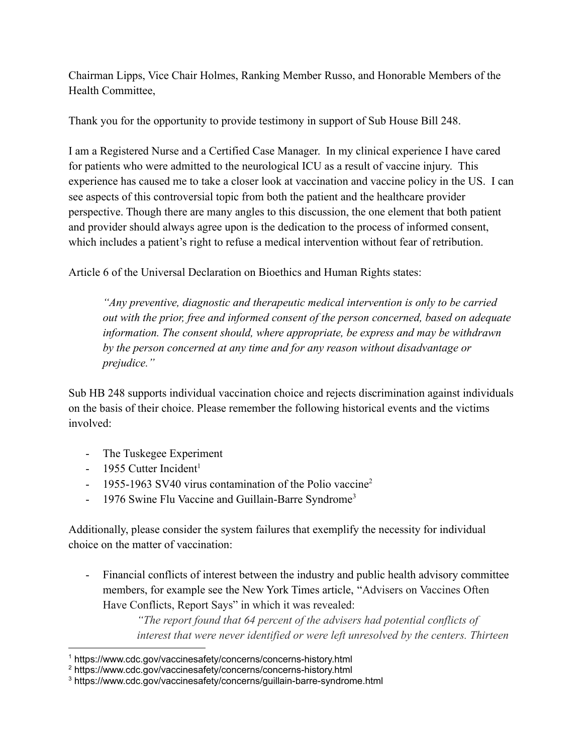Chairman Lipps, Vice Chair Holmes, Ranking Member Russo, and Honorable Members of the Health Committee,

Thank you for the opportunity to provide testimony in support of Sub House Bill 248.

I am a Registered Nurse and a Certified Case Manager. In my clinical experience I have cared for patients who were admitted to the neurological ICU as a result of vaccine injury. This experience has caused me to take a closer look at vaccination and vaccine policy in the US. I can see aspects of this controversial topic from both the patient and the healthcare provider perspective. Though there are many angles to this discussion, the one element that both patient and provider should always agree upon is the dedication to the process of informed consent, which includes a patient's right to refuse a medical intervention without fear of retribution.

Article 6 of the Universal Declaration on Bioethics and Human Rights states:

> *"Any preventive, diagnostic and therapeutic medical intervention is only to be carried out with the prior, free and informed consent of the person concerned, based on adequate information. The consent should, where appropriate, be express and may be withdrawn by the person concerned at any time and for any reason without disadvantage or prejudice."*

Sub HB 248 supports individual vaccination choice and rejects discrimination against individuals on the basis of their choice. Please remember the following historical events and the victims involved:

- The Tuskegee Experiment
- 1955 Cutter Incident[1]
- 1955-1963 SV40 virus contamination of the Polio vaccine[2]
- 1976 Swine Flu Vaccine and Guillain-Barre Syndrome[3]

Additionally, please consider the system failures that exemplify the necessity for individual choice on the matter of vaccination:

- Financial conflicts of interest between the industry and public health advisory committee members, for example see the New York Times article, "Advisers on Vaccines Often Have Conflicts, Report Says" in which it was revealed:

  > *"The report found that 64 percent of the advisers had potential conflicts of interest that were never identified or were left unresolved by the centers. Thirteen*

---

[1] https://www.cdc.gov/vaccinesafety/concerns/concerns-history.html
[2] https://www.cdc.gov/vaccinesafety/concerns/concerns-history.html
[3] https://www.cdc.gov/vaccinesafety/concerns/guillain-barre-syndrome.html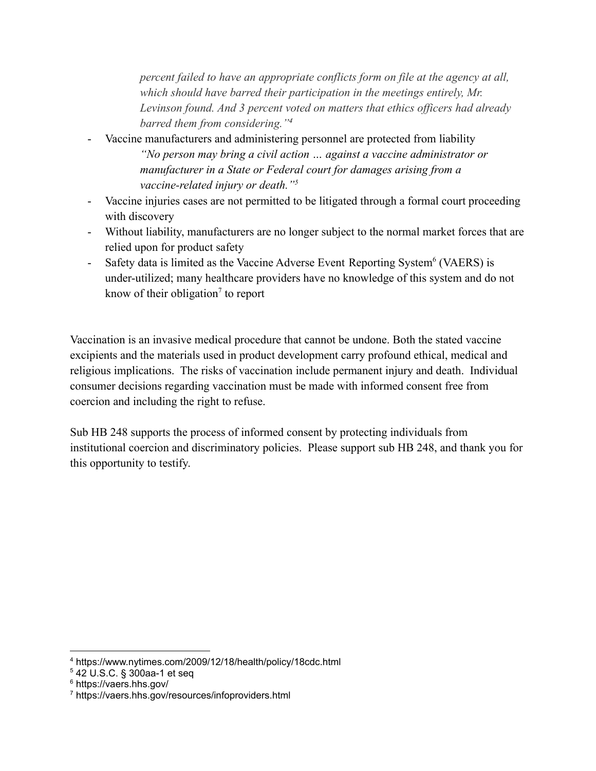*percent failed to have an appropriate conflicts form on file at the agency at all, which should have barred their participation in the meetings entirely, Mr. Levinson found. And 3 percent voted on matters that ethics officers had already barred them from considering."*[4]

- Vaccine manufacturers and administering personnel are protected from liability
  *"No person may bring a civil action … against a vaccine administrator or manufacturer in a State or Federal court for damages arising from a vaccine-related injury or death."*[5]
- Vaccine injuries cases are not permitted to be litigated through a formal court proceeding with discovery
- Without liability, manufacturers are no longer subject to the normal market forces that are relied upon for product safety
- Safety data is limited as the Vaccine Adverse Event Reporting System[6] (VAERS) is under-utilized; many healthcare providers have no knowledge of this system and do not know of their obligation[7] to report

Vaccination is an invasive medical procedure that cannot be undone. Both the stated vaccine excipients and the materials used in product development carry profound ethical, medical and religious implications. The risks of vaccination include permanent injury and death. Individual consumer decisions regarding vaccination must be made with informed consent free from coercion and including the right to refuse.

Sub HB 248 supports the process of informed consent by protecting individuals from institutional coercion and discriminatory policies. Please support sub HB 248, and thank you for this opportunity to testify.

---

[4] https://www.nytimes.com/2009/12/18/health/policy/18cdc.html
[5] 42 U.S.C. § 300aa-1 et seq
[6] https://vaers.hhs.gov/
[7] https://vaers.hhs.gov/resources/infoproviders.html